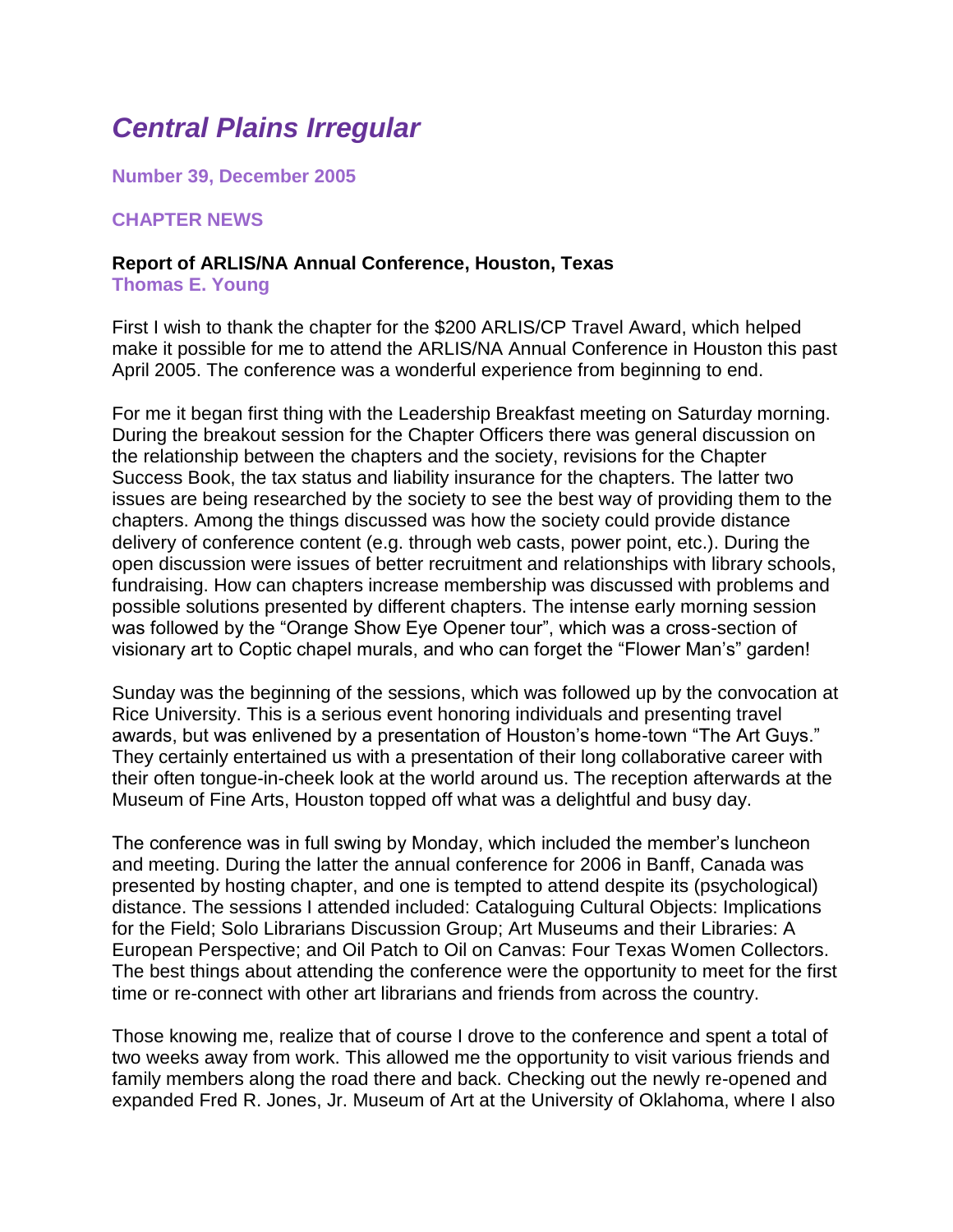# *Central Plains Irregular*

**Number 39, December 2005**

## CHAPTER NEWS

### Report of ARLIS/NA Annual Conference, Houston, Texas

**Thomas E. Young**

First I wish to thank the chapter for the $200 ARLIS/CP Travel Award, which helped make it possible for me to attend the ARLIS/NA Annual Conference in Houston this past April 2005. The conference was a wonderful experience from beginning to end.

For me it began first thing with the Leadership Breakfast meeting on Saturday morning. During the breakout session for the Chapter Officers there was general discussion on the relationship between the chapters and the society, revisions for the Chapter Success Book, the tax status and liability insurance for the chapters. The latter two issues are being researched by the society to see the best way of providing them to the chapters. Among the things discussed was how the society could provide distance delivery of conference content (e.g. through web casts, power point, etc.). During the open discussion were issues of better recruitment and relationships with library schools, fundraising. How can chapters increase membership was discussed with problems and possible solutions presented by different chapters. The intense early morning session was followed by the "Orange Show Eye Opener tour", which was a cross-section of visionary art to Coptic chapel murals, and who can forget the "Flower Man's" garden!

Sunday was the beginning of the sessions, which was followed up by the convocation at Rice University. This is a serious event honoring individuals and presenting travel awards, but was enlivened by a presentation of Houston's home-town "The Art Guys." They certainly entertained us with a presentation of their long collaborative career with their often tongue-in-cheek look at the world around us. The reception afterwards at the Museum of Fine Arts, Houston topped off what was a delightful and busy day.

The conference was in full swing by Monday, which included the member's luncheon and meeting. During the latter the annual conference for 2006 in Banff, Canada was presented by hosting chapter, and one is tempted to attend despite its (psychological) distance. The sessions I attended included: Cataloguing Cultural Objects: Implications for the Field; Solo Librarians Discussion Group; Art Museums and their Libraries: A European Perspective; and Oil Patch to Oil on Canvas: Four Texas Women Collectors. The best things about attending the conference were the opportunity to meet for the first time or re-connect with other art librarians and friends from across the country.

Those knowing me, realize that of course I drove to the conference and spent a total of two weeks away from work. This allowed me the opportunity to visit various friends and family members along the road there and back. Checking out the newly re-opened and expanded Fred R. Jones, Jr. Museum of Art at the University of Oklahoma, where I also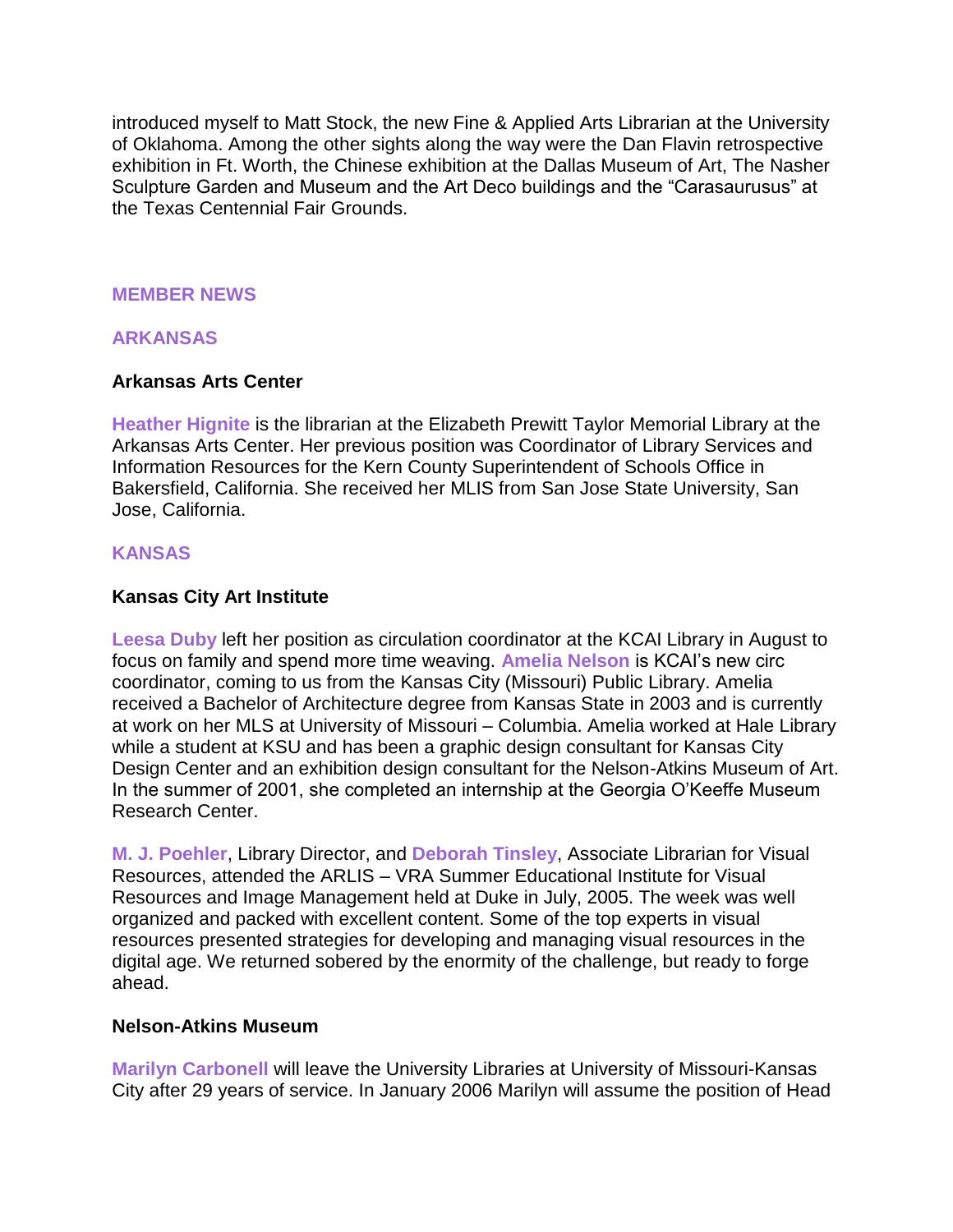introduced myself to Matt Stock, the new Fine & Applied Arts Librarian at the University of Oklahoma. Among the other sights along the way were the Dan Flavin retrospective exhibition in Ft. Worth, the Chinese exhibition at the Dallas Museum of Art, The Nasher Sculpture Garden and Museum and the Art Deco buildings and the "Carasaurusus" at the Texas Centennial Fair Grounds.

## MEMBER NEWS

## ARKANSAS

### Arkansas Arts Center

**Heather Hignite** is the librarian at the Elizabeth Prewitt Taylor Memorial Library at the Arkansas Arts Center. Her previous position was Coordinator of Library Services and Information Resources for the Kern County Superintendent of Schools Office in Bakersfield, California. She received her MLIS from San Jose State University, San Jose, California.

## KANSAS

### Kansas City Art Institute

**Leesa Duby** left her position as circulation coordinator at the KCAI Library in August to focus on family and spend more time weaving. **Amelia Nelson** is KCAI's new circ coordinator, coming to us from the Kansas City (Missouri) Public Library. Amelia received a Bachelor of Architecture degree from Kansas State in 2003 and is currently at work on her MLS at University of Missouri – Columbia. Amelia worked at Hale Library while a student at KSU and has been a graphic design consultant for Kansas City Design Center and an exhibition design consultant for the Nelson-Atkins Museum of Art. In the summer of 2001, she completed an internship at the Georgia O'Keeffe Museum Research Center.

**M. J. Poehler**, Library Director, and **Deborah Tinsley**, Associate Librarian for Visual Resources, attended the ARLIS – VRA Summer Educational Institute for Visual Resources and Image Management held at Duke in July, 2005. The week was well organized and packed with excellent content. Some of the top experts in visual resources presented strategies for developing and managing visual resources in the digital age. We returned sobered by the enormity of the challenge, but ready to forge ahead.

### Nelson-Atkins Museum

**Marilyn Carbonell** will leave the University Libraries at University of Missouri-Kansas City after 29 years of service. In January 2006 Marilyn will assume the position of Head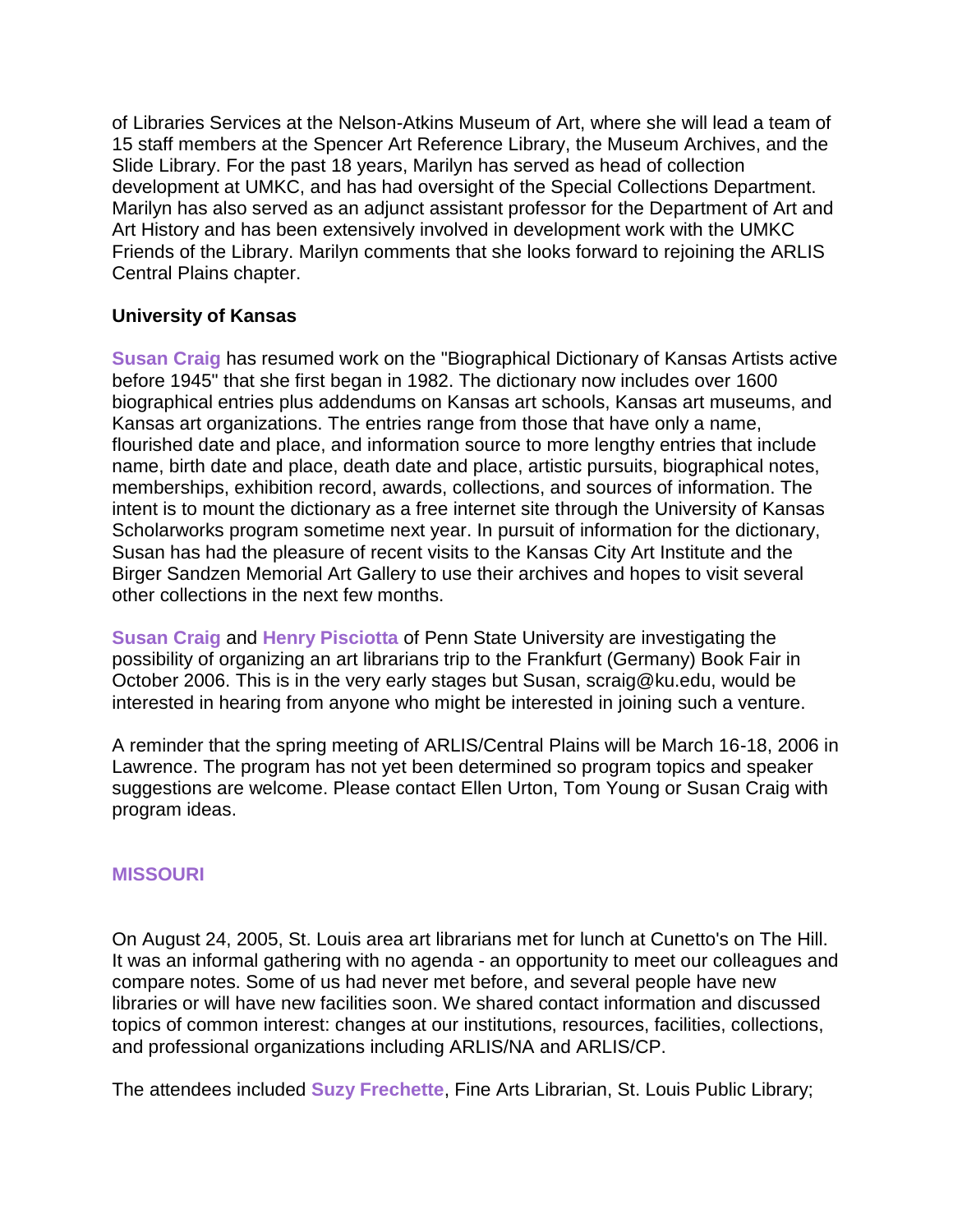of Libraries Services at the Nelson-Atkins Museum of Art, where she will lead a team of 15 staff members at the Spencer Art Reference Library, the Museum Archives, and the Slide Library. For the past 18 years, Marilyn has served as head of collection development at UMKC, and has had oversight of the Special Collections Department. Marilyn has also served as an adjunct assistant professor for the Department of Art and Art History and has been extensively involved in development work with the UMKC Friends of the Library. Marilyn comments that she looks forward to rejoining the ARLIS Central Plains chapter.

**University of Kansas**

**Susan Craig** has resumed work on the "Biographical Dictionary of Kansas Artists active before 1945" that she first began in 1982. The dictionary now includes over 1600 biographical entries plus addendums on Kansas art schools, Kansas art museums, and Kansas art organizations. The entries range from those that have only a name, flourished date and place, and information source to more lengthy entries that include name, birth date and place, death date and place, artistic pursuits, biographical notes, memberships, exhibition record, awards, collections, and sources of information. The intent is to mount the dictionary as a free internet site through the University of Kansas Scholarworks program sometime next year. In pursuit of information for the dictionary, Susan has had the pleasure of recent visits to the Kansas City Art Institute and the Birger Sandzen Memorial Art Gallery to use their archives and hopes to visit several other collections in the next few months.

**Susan Craig** and **Henry Pisciotta** of Penn State University are investigating the possibility of organizing an art librarians trip to the Frankfurt (Germany) Book Fair in October 2006. This is in the very early stages but Susan, scraig@ku.edu, would be interested in hearing from anyone who might be interested in joining such a venture.

A reminder that the spring meeting of ARLIS/Central Plains will be March 16-18, 2006 in Lawrence. The program has not yet been determined so program topics and speaker suggestions are welcome. Please contact Ellen Urton, Tom Young or Susan Craig with program ideas.

## MISSOURI

On August 24, 2005, St. Louis area art librarians met for lunch at Cunetto's on The Hill. It was an informal gathering with no agenda - an opportunity to meet our colleagues and compare notes. Some of us had never met before, and several people have new libraries or will have new facilities soon. We shared contact information and discussed topics of common interest: changes at our institutions, resources, facilities, collections, and professional organizations including ARLIS/NA and ARLIS/CP.

The attendees included **Suzy Frechette**, Fine Arts Librarian, St. Louis Public Library;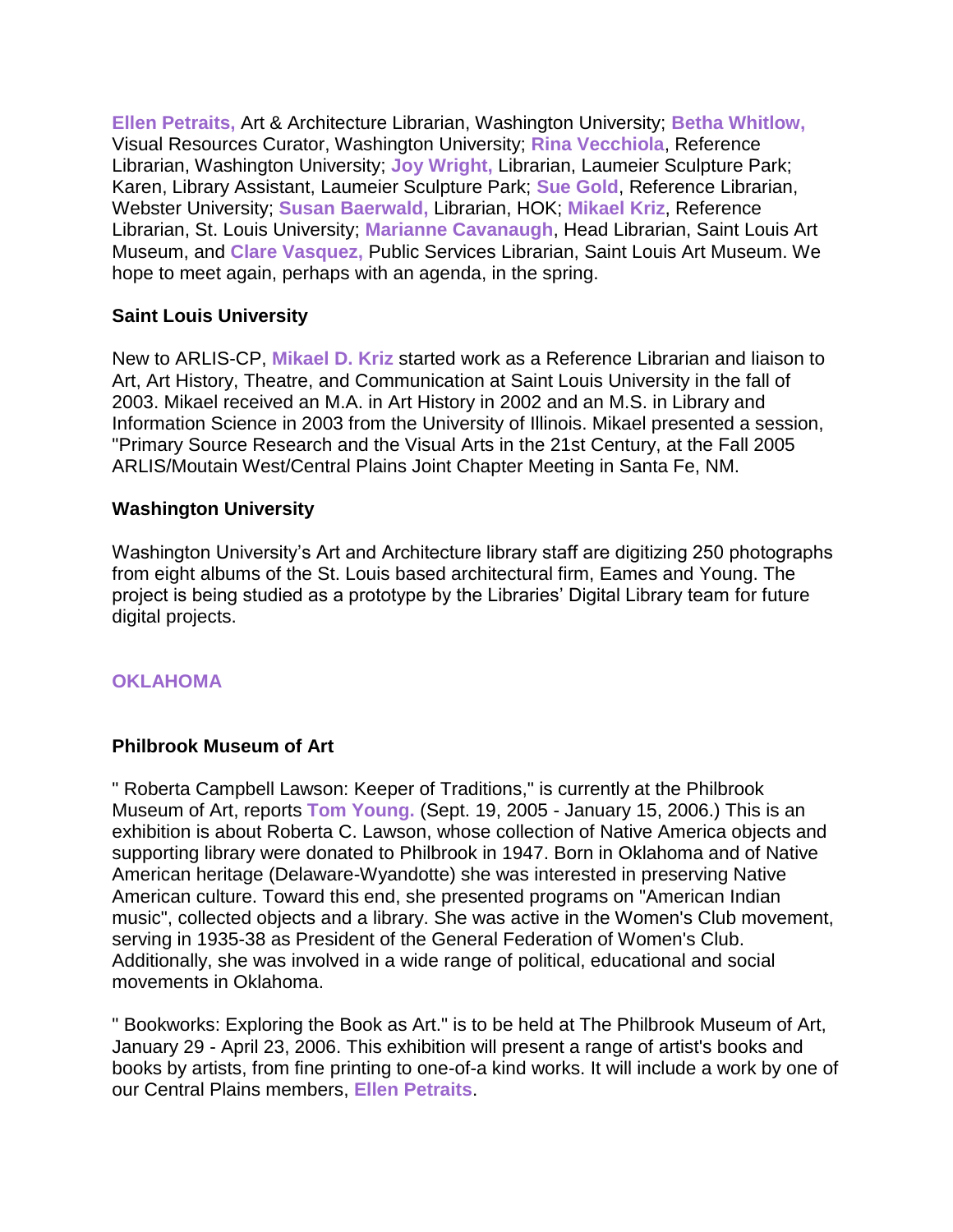**Ellen Petraits,** Art & Architecture Librarian, Washington University; **Betha Whitlow,** Visual Resources Curator, Washington University; **Rina Vecchiola**, Reference Librarian, Washington University; **Joy Wright,** Librarian, Laumeier Sculpture Park; Karen, Library Assistant, Laumeier Sculpture Park; **Sue Gold**, Reference Librarian, Webster University; **Susan Baerwald,** Librarian, HOK; **Mikael Kriz**, Reference Librarian, St. Louis University; **Marianne Cavanaugh**, Head Librarian, Saint Louis Art Museum, and **Clare Vasquez,** Public Services Librarian, Saint Louis Art Museum. We hope to meet again, perhaps with an agenda, in the spring.

### Saint Louis University

New to ARLIS-CP, **Mikael D. Kriz** started work as a Reference Librarian and liaison to Art, Art History, Theatre, and Communication at Saint Louis University in the fall of 2003. Mikael received an M.A. in Art History in 2002 and an M.S. in Library and Information Science in 2003 from the University of Illinois. Mikael presented a session, "Primary Source Research and the Visual Arts in the 21st Century, at the Fall 2005 ARLIS/Moutain West/Central Plains Joint Chapter Meeting in Santa Fe, NM.

### Washington University

Washington University's Art and Architecture library staff are digitizing 250 photographs from eight albums of the St. Louis based architectural firm, Eames and Young. The project is being studied as a prototype by the Libraries' Digital Library team for future digital projects.

## OKLAHOMA

### Philbrook Museum of Art

" Roberta Campbell Lawson: Keeper of Traditions," is currently at the Philbrook Museum of Art, reports **Tom Young.** (Sept. 19, 2005 - January 15, 2006.) This is an exhibition is about Roberta C. Lawson, whose collection of Native America objects and supporting library were donated to Philbrook in 1947. Born in Oklahoma and of Native American heritage (Delaware-Wyandotte) she was interested in preserving Native American culture. Toward this end, she presented programs on "American Indian music", collected objects and a library. She was active in the Women's Club movement, serving in 1935-38 as President of the General Federation of Women's Club. Additionally, she was involved in a wide range of political, educational and social movements in Oklahoma.

" Bookworks: Exploring the Book as Art." is to be held at The Philbrook Museum of Art, January 29 - April 23, 2006. This exhibition will present a range of artist's books and books by artists, from fine printing to one-of-a kind works. It will include a work by one of our Central Plains members, **Ellen Petraits**.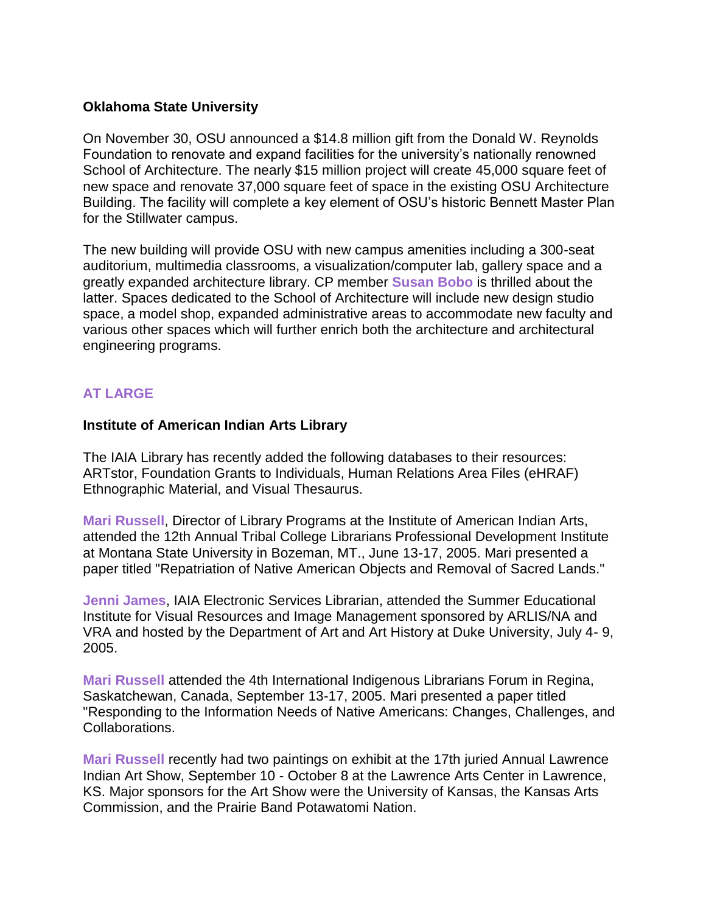**Oklahoma State University**

On November 30, OSU announced a $14.8 million gift from the Donald W. Reynolds Foundation to renovate and expand facilities for the university's nationally renowned School of Architecture. The nearly $15 million project will create 45,000 square feet of new space and renovate 37,000 square feet of space in the existing OSU Architecture Building. The facility will complete a key element of OSU's historic Bennett Master Plan for the Stillwater campus.

The new building will provide OSU with new campus amenities including a 300-seat auditorium, multimedia classrooms, a visualization/computer lab, gallery space and a greatly expanded architecture library. CP member **Susan Bobo** is thrilled about the latter. Spaces dedicated to the School of Architecture will include new design studio space, a model shop, expanded administrative areas to accommodate new faculty and various other spaces which will further enrich both the architecture and architectural engineering programs.

## AT LARGE

**Institute of American Indian Arts Library**

The IAIA Library has recently added the following databases to their resources: ARTstor, Foundation Grants to Individuals, Human Relations Area Files (eHRAF) Ethnographic Material, and Visual Thesaurus.

**Mari Russell**, Director of Library Programs at the Institute of American Indian Arts, attended the 12th Annual Tribal College Librarians Professional Development Institute at Montana State University in Bozeman, MT., June 13-17, 2005. Mari presented a paper titled "Repatriation of Native American Objects and Removal of Sacred Lands."

**Jenni James**, IAIA Electronic Services Librarian, attended the Summer Educational Institute for Visual Resources and Image Management sponsored by ARLIS/NA and VRA and hosted by the Department of Art and Art History at Duke University, July 4- 9, 2005.

**Mari Russell** attended the 4th International Indigenous Librarians Forum in Regina, Saskatchewan, Canada, September 13-17, 2005. Mari presented a paper titled "Responding to the Information Needs of Native Americans: Changes, Challenges, and Collaborations.

**Mari Russell** recently had two paintings on exhibit at the 17th juried Annual Lawrence Indian Art Show, September 10 - October 8 at the Lawrence Arts Center in Lawrence, KS. Major sponsors for the Art Show were the University of Kansas, the Kansas Arts Commission, and the Prairie Band Potawatomi Nation.